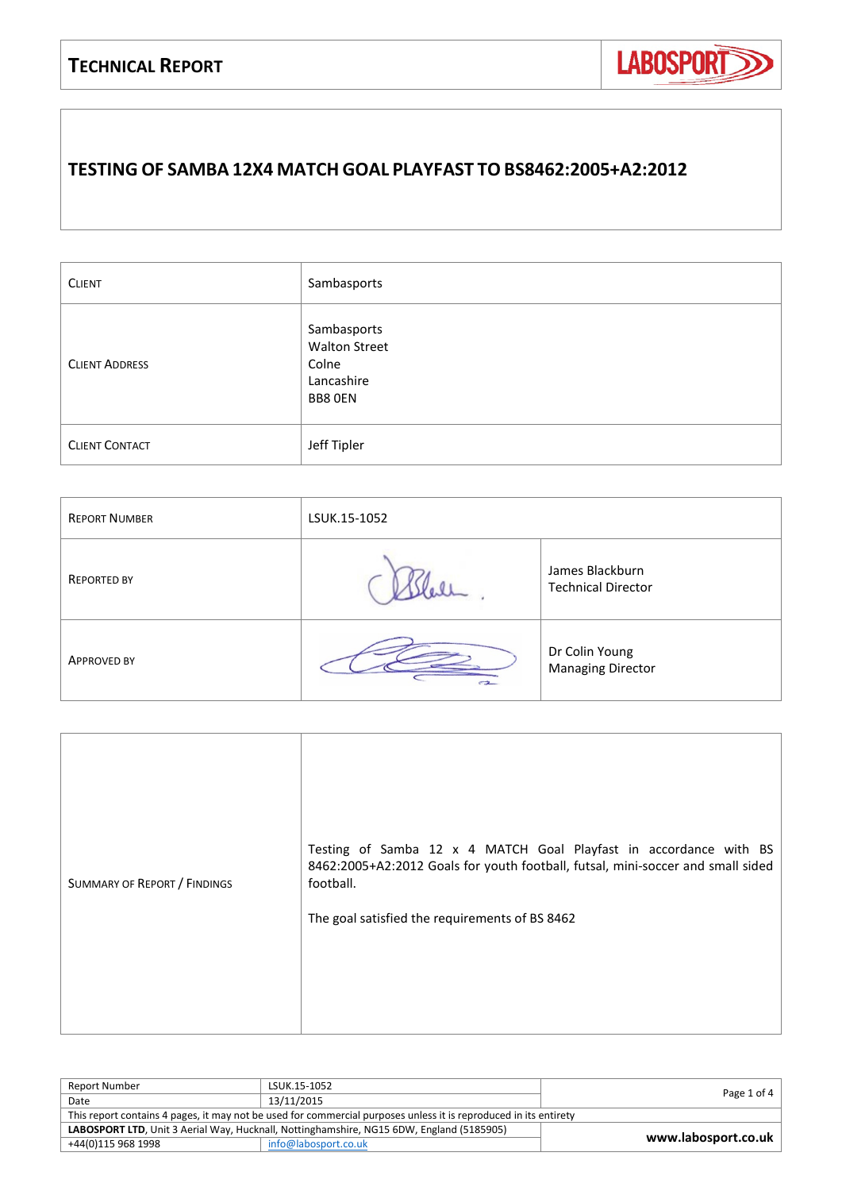# Technical Report

## TESTING OF SAMBA 12X4 MATCH GOAL PLAYFAST TO BS8462:2005+A2:2012

| | |
|---|---|
| Client | Sambasports |
| Client Address | Sambasports<br>Walton Street<br>Colne<br>Lancashire<br>BB8 0EN |
| Client Contact | Jeff Tipler |

| | | |
|---|---|---|
| Report Number | LSUK.15-1052 | |
| Reported By | | James Blackburn<br>Technical Director |
| Approved By | | Dr Colin Young<br>Managing Director |

| | |
|---|---|
| Summary of Report / Findings | Testing of Samba 12 x 4 MATCH Goal Playfast in accordance with BS 8462:2005+A2:2012 Goals for youth football, futsal, mini-soccer and small sided football.<br><br>The goal satisfied the requirements of BS 8462 |

| | | |
|---|---|---|
| Report Number | LSUK.15-1052 | |
| Date | 13/11/2015 | |
| This report contains 4 pages, it may not be used for commercial purposes unless it is reproduced in its entirety | | |
| **LABOSPORT LTD**, Unit 3 Aerial Way, Hucknall, Nottinghamshire, NG15 6DW, England (5185905) | | **www.labosport.co.uk** |
| +44(0)115 968 1998 | info@labosport.co.uk | |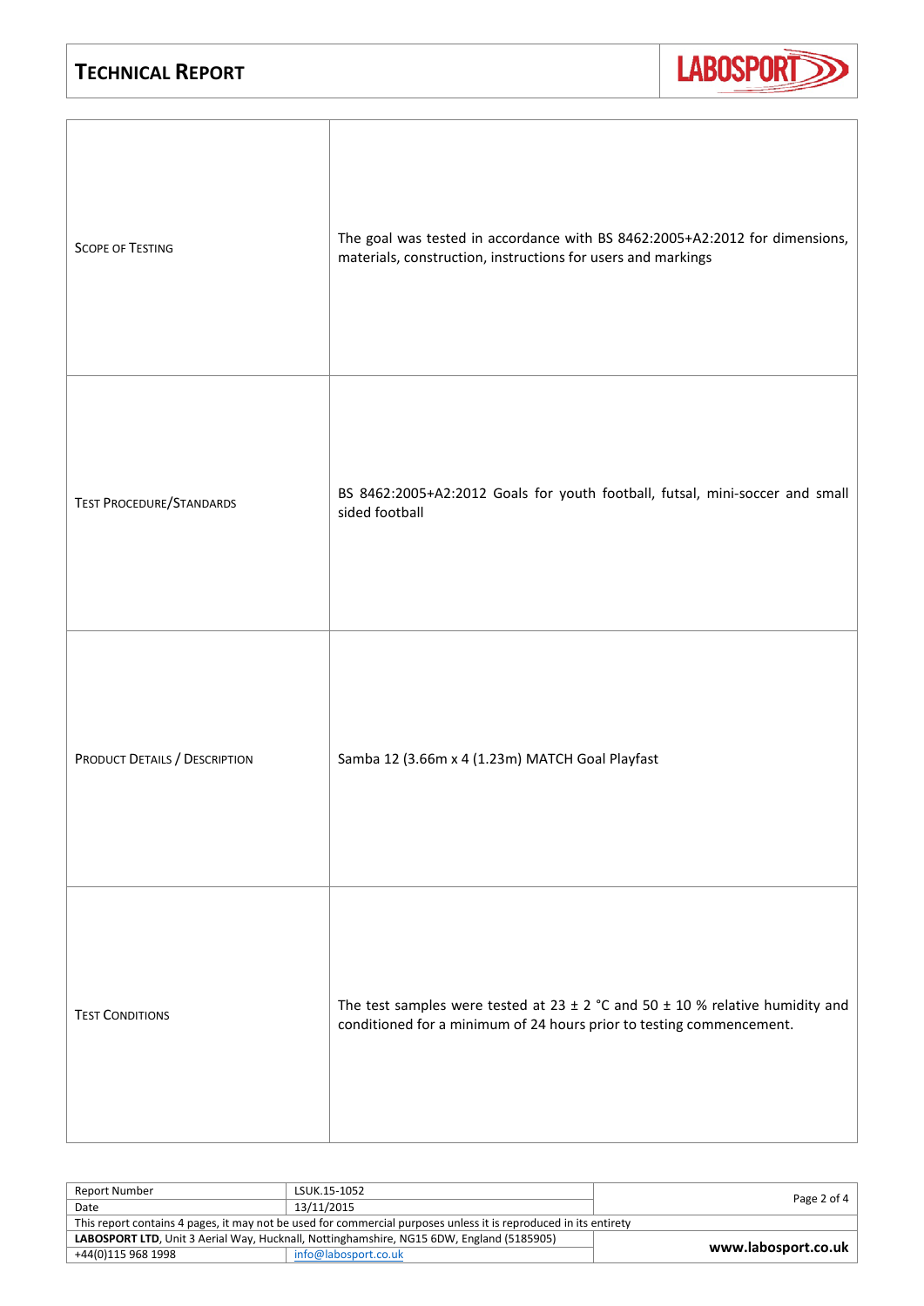| Scope of Testing | The goal was tested in accordance with BS 8462:2005+A2:2012 for dimensions, materials, construction, instructions for users and markings |
| --- | --- |
| Test Procedure/Standards | BS 8462:2005+A2:2012 Goals for youth football, futsal, mini-soccer and small sided football |
| Product Details / Description | Samba 12 (3.66m x 4 (1.23m) MATCH Goal Playfast |
| Test Conditions | The test samples were tested at 23 ± 2 °C and 50 ± 10 % relative humidity and conditioned for a minimum of 24 hours prior to testing commencement. |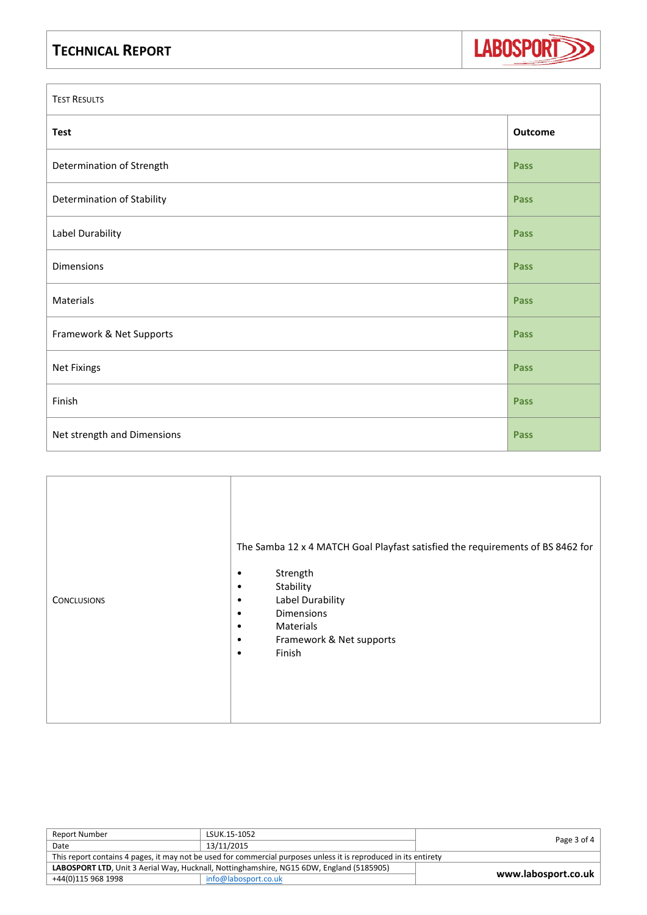| Test Results | |
|---|---|
| **Test** | **Outcome** |
| Determination of Strength | Pass |
| Determination of Stability | Pass |
| Label Durability | Pass |
| Dimensions | Pass |
| Materials | Pass |
| Framework & Net Supports | Pass |
| Net Fixings | Pass |
| Finish | Pass |
| Net strength and Dimensions | Pass |

## Conclusions

The Samba 12 x 4 MATCH Goal Playfast satisfied the requirements of BS 8462 for

- Strength
- Stability
- Label Durability
- Dimensions
- Materials
- Framework & Net supports
- Finish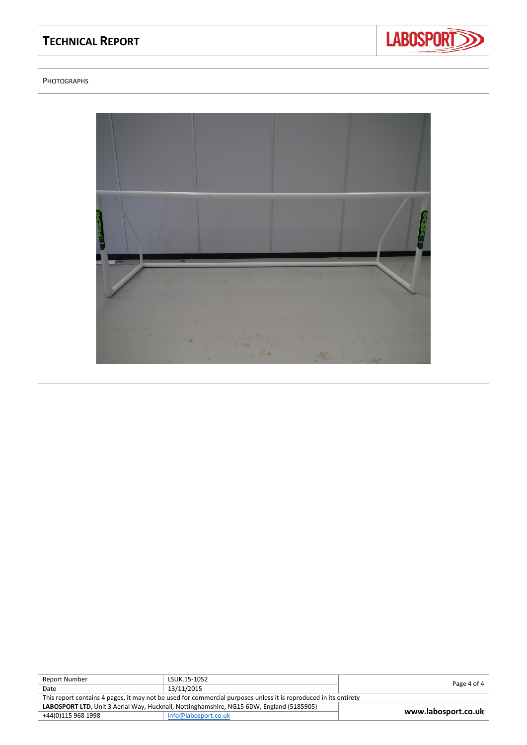PHOTOGRAPHS